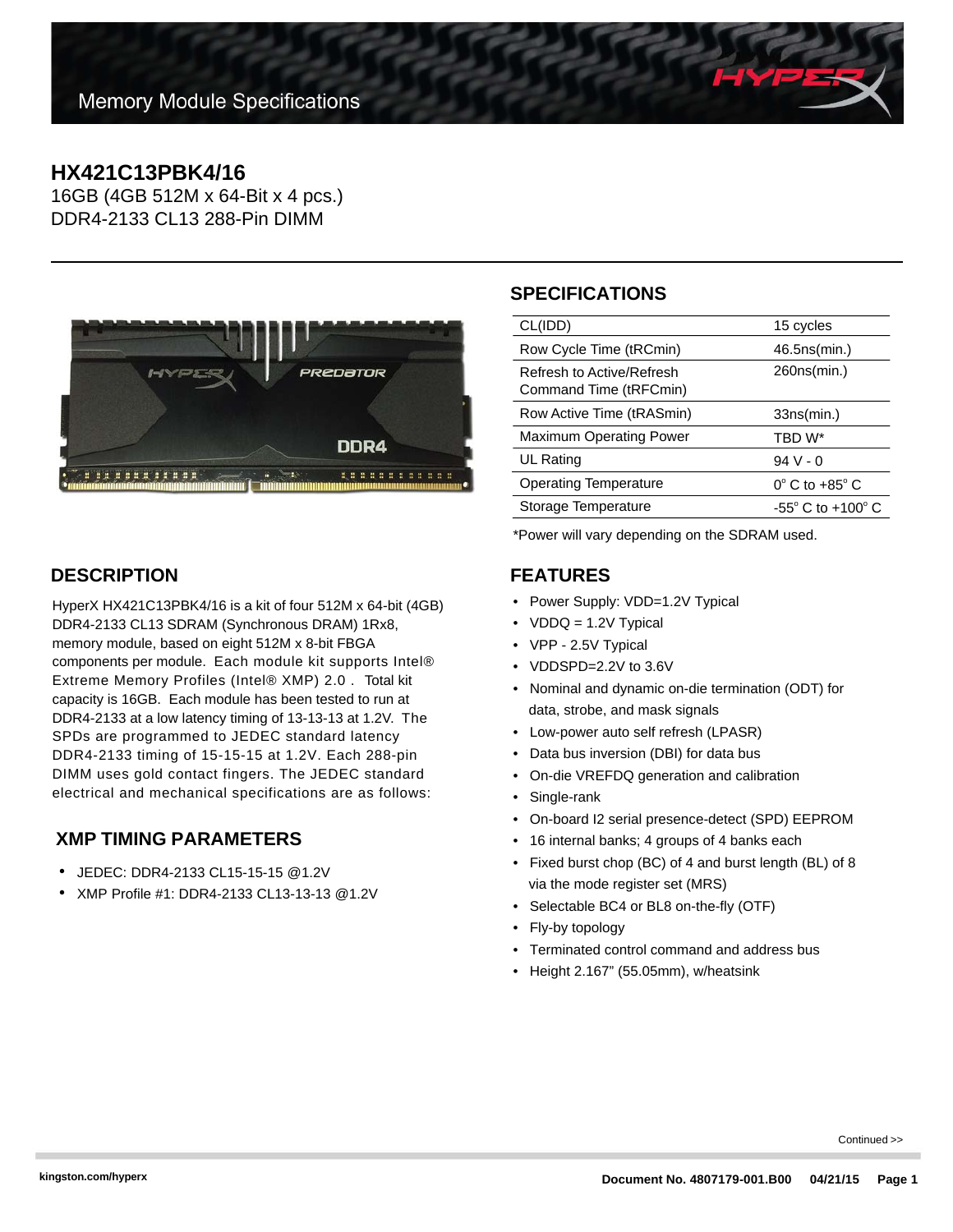Memory Module Specifications

# HX421C13PBK4/16

16GB (4GB 512M x 64-Bit x 4 pcs.)
DDR4-2133 CL13 288-Pin DIMM

## SPECIFICATIONS

| | |
|---|---|
| CL(IDD) | 15 cycles |
| Row Cycle Time (tRCmin) | 46.5ns(min.) |
| Refresh to Active/Refresh Command Time (tRFCmin) | 260ns(min.) |
| Row Active Time (tRASmin) | 33ns(min.) |
| Maximum Operating Power | TBD W* |
| UL Rating | 94 V - 0 |
| Operating Temperature | 0° C to +85° C |
| Storage Temperature | -55° C to +100° C |

*Power will vary depending on the SDRAM used.

## DESCRIPTION

HyperX HX421C13PBK4/16 is a kit of four 512M x 64-bit (4GB) DDR4-2133 CL13 SDRAM (Synchronous DRAM) 1Rx8, memory module, based on eight 512M x 8-bit FBGA components per module. Each module kit supports Intel® Extreme Memory Profiles (Intel® XMP) 2.0 . Total kit capacity is 16GB. Each module has been tested to run at DDR4-2133 at a low latency timing of 13-13-13 at 1.2V. The SPDs are programmed to JEDEC standard latency DDR4-2133 timing of 15-15-15 at 1.2V. Each 288-pin DIMM uses gold contact fingers. The JEDEC standard electrical and mechanical specifications are as follows:

## XMP TIMING PARAMETERS

- JEDEC: DDR4-2133 CL15-15-15 @1.2V
- XMP Profile #1: DDR4-2133 CL13-13-13 @1.2V

## FEATURES

- Power Supply: VDD=1.2V Typical
- VDDQ = 1.2V Typical
- VPP - 2.5V Typical
- VDDSPD=2.2V to 3.6V
- Nominal and dynamic on-die termination (ODT) for data, strobe, and mask signals
- Low-power auto self refresh (LPASR)
- Data bus inversion (DBI) for data bus
- On-die VREFDQ generation and calibration
- Single-rank
- On-board I2 serial presence-detect (SPD) EEPROM
- 16 internal banks; 4 groups of 4 banks each
- Fixed burst chop (BC) of 4 and burst length (BL) of 8 via the mode register set (MRS)
- Selectable BC4 or BL8 on-the-fly (OTF)
- Fly-by topology
- Terminated control command and address bus
- Height 2.167" (55.05mm), w/heatsink

Continued >>

kingston.com/hyperx

Document No. 4807179-001.B00 04/21/15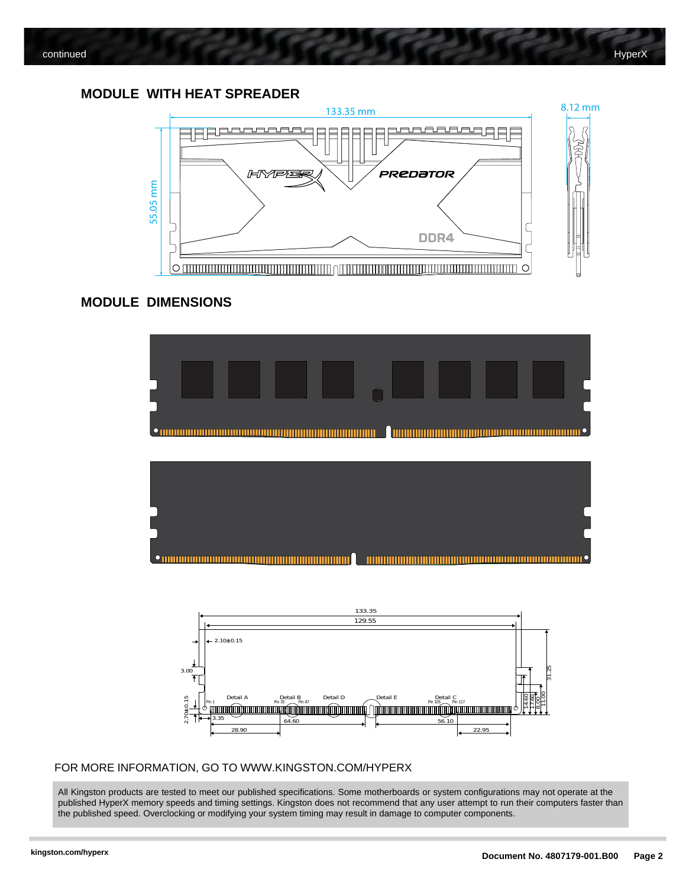## MODULE WITH HEAT SPREADER

133.35 mm

8.12 mm

55.05 mm

HYPER PREDATOR

DDR4

## MODULE DIMENSIONS

133.35

129.55

2.10±0.15

3.00

2.70±0.15

3.35

28.90

64.60

56.10

22.95

31.25

14.60

17.60

8.00

11.00

Detail A

Detail B

Detail D

Detail E

Detail C

Pin 1

Pin 35

Pin 47

Pin 105

Pin 117

FOR MORE INFORMATION, GO TO WWW.KINGSTON.COM/HYPERX

All Kingston products are tested to meet our published specifications. Some motherboards or system configurations may not operate at the published HyperX memory speeds and timing settings. Kingston does not recommend that any user attempt to run their computers faster than the published speed. Overclocking or modifying your system timing may result in damage to computer components.

kingston.com/hyperx

Document No. 4807179-001.B00